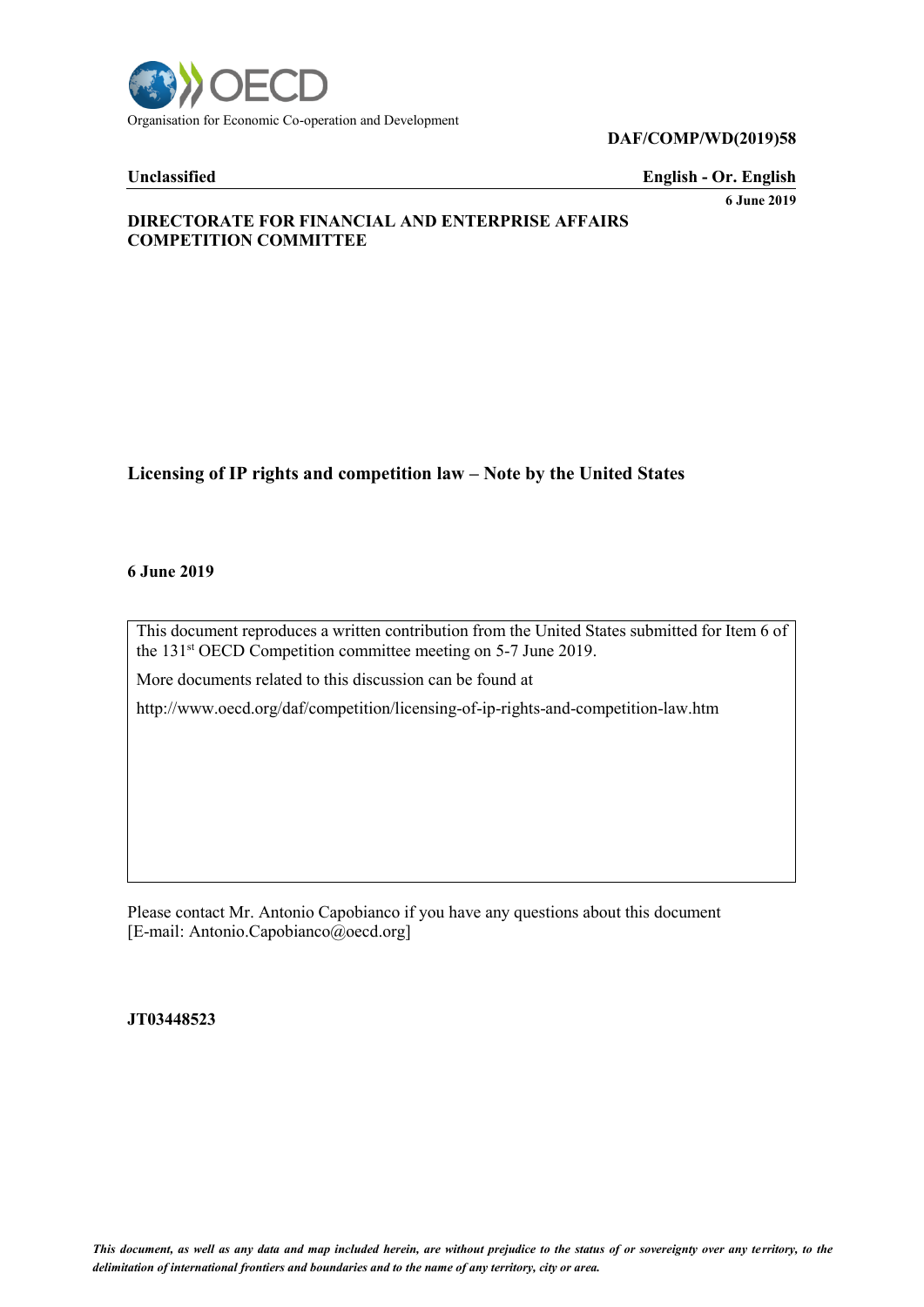Organisation for Economic Co-operation and Development

**DAF/COMP/WD(2019)58**

**Unclassified** **English - Or. English**

**6 June 2019**

**DIRECTORATE FOR FINANCIAL AND ENTERPRISE AFFAIRS COMPETITION COMMITTEE**

# Licensing of IP rights and competition law – Note by the United States

**6 June 2019**

This document reproduces a written contribution from the United States submitted for Item 6 of the 131st OECD Competition committee meeting on 5-7 June 2019.

More documents related to this discussion can be found at

http://www.oecd.org/daf/competition/licensing-of-ip-rights-and-competition-law.htm

Please contact Mr. Antonio Capobianco if you have any questions about this document [E-mail: Antonio.Capobianco@oecd.org]

**JT03448523**

*This document, as well as any data and map included herein, are without prejudice to the status of or sovereignty over any territory, to the delimitation of international frontiers and boundaries and to the name of any territory, city or area.*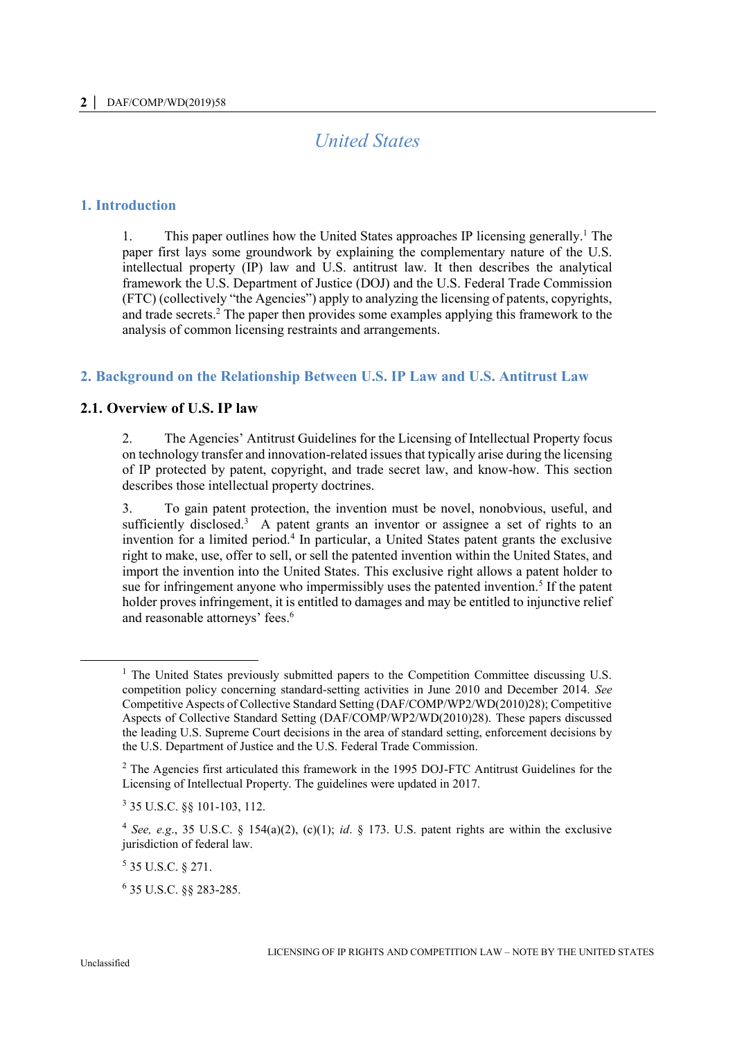# United States

## 1. Introduction

1. This paper outlines how the United States approaches IP licensing generally.[1] The paper first lays some groundwork by explaining the complementary nature of the U.S. intellectual property (IP) law and U.S. antitrust law. It then describes the analytical framework the U.S. Department of Justice (DOJ) and the U.S. Federal Trade Commission (FTC) (collectively "the Agencies") apply to analyzing the licensing of patents, copyrights, and trade secrets.[2] The paper then provides some examples applying this framework to the analysis of common licensing restraints and arrangements.

## 2. Background on the Relationship Between U.S. IP Law and U.S. Antitrust Law

### 2.1. Overview of U.S. IP law

2. The Agencies' Antitrust Guidelines for the Licensing of Intellectual Property focus on technology transfer and innovation-related issues that typically arise during the licensing of IP protected by patent, copyright, and trade secret law, and know-how. This section describes those intellectual property doctrines.

3. To gain patent protection, the invention must be novel, nonobvious, useful, and sufficiently disclosed.[3] A patent grants an inventor or assignee a set of rights to an invention for a limited period.[4] In particular, a United States patent grants the exclusive right to make, use, offer to sell, or sell the patented invention within the United States, and import the invention into the United States. This exclusive right allows a patent holder to sue for infringement anyone who impermissibly uses the patented invention.[5] If the patent holder proves infringement, it is entitled to damages and may be entitled to injunctive relief and reasonable attorneys' fees.[6]

---

[1] The United States previously submitted papers to the Competition Committee discussing U.S. competition policy concerning standard-setting activities in June 2010 and December 2014. *See* Competitive Aspects of Collective Standard Setting (DAF/COMP/WP2/WD(2010)28); Competitive Aspects of Collective Standard Setting (DAF/COMP/WP2/WD(2010)28). These papers discussed the leading U.S. Supreme Court decisions in the area of standard setting, enforcement decisions by the U.S. Department of Justice and the U.S. Federal Trade Commission.

[2] The Agencies first articulated this framework in the 1995 DOJ-FTC Antitrust Guidelines for the Licensing of Intellectual Property. The guidelines were updated in 2017.

[3] 35 U.S.C. §§ 101-103, 112.

[4] *See, e.g.*, 35 U.S.C. § 154(a)(2), (c)(1); *id.* § 173. U.S. patent rights are within the exclusive jurisdiction of federal law.

[5] 35 U.S.C. § 271.

[6] 35 U.S.C. §§ 283-285.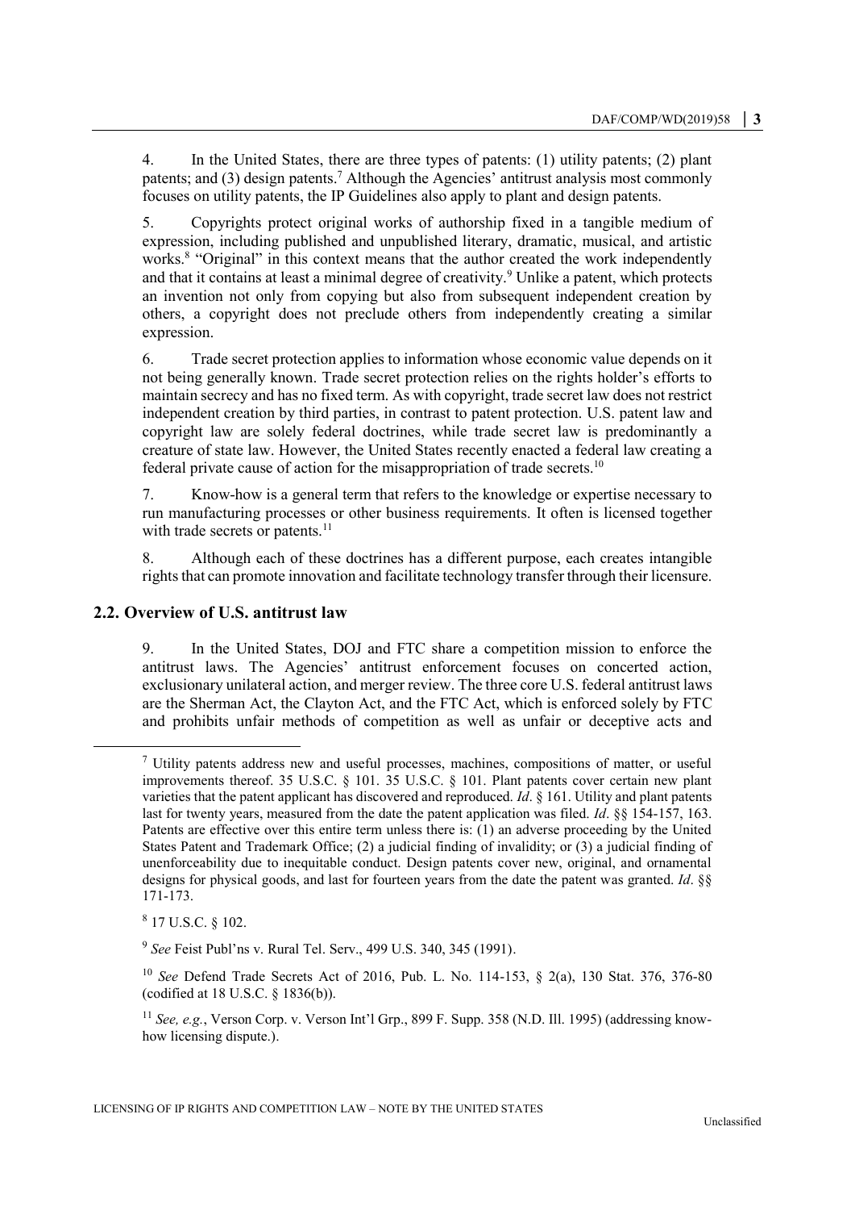4. In the United States, there are three types of patents: (1) utility patents; (2) plant patents; and (3) design patents.[7] Although the Agencies' antitrust analysis most commonly focuses on utility patents, the IP Guidelines also apply to plant and design patents.

5. Copyrights protect original works of authorship fixed in a tangible medium of expression, including published and unpublished literary, dramatic, musical, and artistic works.[8] "Original" in this context means that the author created the work independently and that it contains at least a minimal degree of creativity.[9] Unlike a patent, which protects an invention not only from copying but also from subsequent independent creation by others, a copyright does not preclude others from independently creating a similar expression.

6. Trade secret protection applies to information whose economic value depends on it not being generally known. Trade secret protection relies on the rights holder's efforts to maintain secrecy and has no fixed term. As with copyright, trade secret law does not restrict independent creation by third parties, in contrast to patent protection. U.S. patent law and copyright law are solely federal doctrines, while trade secret law is predominantly a creature of state law. However, the United States recently enacted a federal law creating a federal private cause of action for the misappropriation of trade secrets.[10]

7. Know-how is a general term that refers to the knowledge or expertise necessary to run manufacturing processes or other business requirements. It often is licensed together with trade secrets or patents.[11]

8. Although each of these doctrines has a different purpose, each creates intangible rights that can promote innovation and facilitate technology transfer through their licensure.

## 2.2. Overview of U.S. antitrust law

9. In the United States, DOJ and FTC share a competition mission to enforce the antitrust laws. The Agencies' antitrust enforcement focuses on concerted action, exclusionary unilateral action, and merger review. The three core U.S. federal antitrust laws are the Sherman Act, the Clayton Act, and the FTC Act, which is enforced solely by FTC and prohibits unfair methods of competition as well as unfair or deceptive acts and

---

[7] Utility patents address new and useful processes, machines, compositions of matter, or useful improvements thereof. 35 U.S.C. § 101. 35 U.S.C. § 101. Plant patents cover certain new plant varieties that the patent applicant has discovered and reproduced. *Id*. § 161. Utility and plant patents last for twenty years, measured from the date the patent application was filed. *Id*. §§ 154-157, 163. Patents are effective over this entire term unless there is: (1) an adverse proceeding by the United States Patent and Trademark Office; (2) a judicial finding of invalidity; or (3) a judicial finding of unenforceability due to inequitable conduct. Design patents cover new, original, and ornamental designs for physical goods, and last for fourteen years from the date the patent was granted. *Id*. §§ 171-173.

[8] 17 U.S.C. § 102.

[9] *See* Feist Publ'ns v. Rural Tel. Serv., 499 U.S. 340, 345 (1991).

[10] *See* Defend Trade Secrets Act of 2016, Pub. L. No. 114-153, § 2(a), 130 Stat. 376, 376-80 (codified at 18 U.S.C. § 1836(b)).

[11] *See, e.g.*, Verson Corp. v. Verson Int'l Grp., 899 F. Supp. 358 (N.D. Ill. 1995) (addressing know-how licensing dispute.).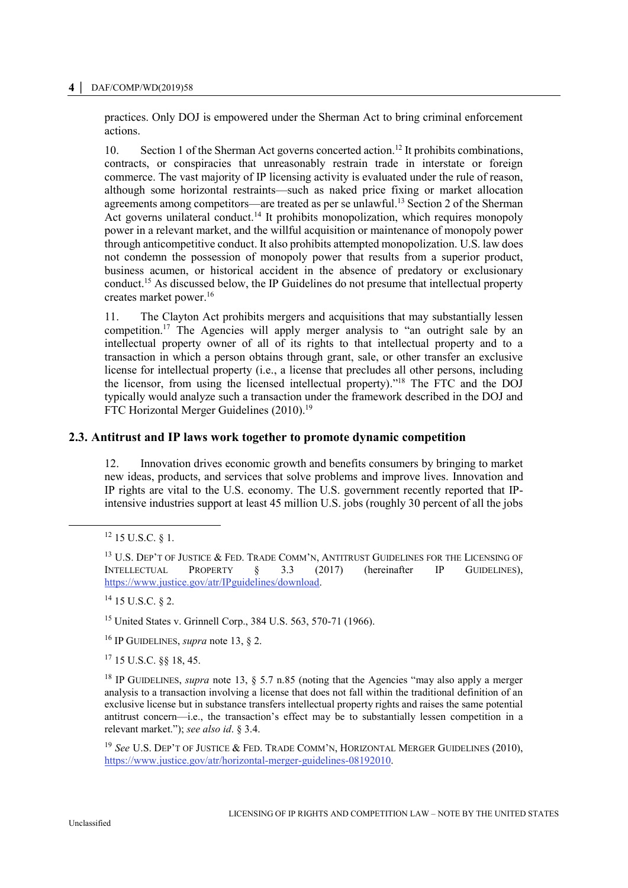practices. Only DOJ is empowered under the Sherman Act to bring criminal enforcement actions.

10. Section 1 of the Sherman Act governs concerted action.[12] It prohibits combinations, contracts, or conspiracies that unreasonably restrain trade in interstate or foreign commerce. The vast majority of IP licensing activity is evaluated under the rule of reason, although some horizontal restraints—such as naked price fixing or market allocation agreements among competitors—are treated as per se unlawful.[13] Section 2 of the Sherman Act governs unilateral conduct.[14] It prohibits monopolization, which requires monopoly power in a relevant market, and the willful acquisition or maintenance of monopoly power through anticompetitive conduct. It also prohibits attempted monopolization. U.S. law does not condemn the possession of monopoly power that results from a superior product, business acumen, or historical accident in the absence of predatory or exclusionary conduct.[15] As discussed below, the IP Guidelines do not presume that intellectual property creates market power.[16]

11. The Clayton Act prohibits mergers and acquisitions that may substantially lessen competition.[17] The Agencies will apply merger analysis to "an outright sale by an intellectual property owner of all of its rights to that intellectual property and to a transaction in which a person obtains through grant, sale, or other transfer an exclusive license for intellectual property (i.e., a license that precludes all other persons, including the licensor, from using the licensed intellectual property)."[18] The FTC and the DOJ typically would analyze such a transaction under the framework described in the DOJ and FTC Horizontal Merger Guidelines (2010).[19]

## 2.3. Antitrust and IP laws work together to promote dynamic competition

12. Innovation drives economic growth and benefits consumers by bringing to market new ideas, products, and services that solve problems and improve lives. Innovation and IP rights are vital to the U.S. economy. The U.S. government recently reported that IP-intensive industries support at least 45 million U.S. jobs (roughly 30 percent of all the jobs

---

[12] 15 U.S.C. § 1.

[13] U.S. DEP'T OF JUSTICE & FED. TRADE COMM'N, ANTITRUST GUIDELINES FOR THE LICENSING OF INTELLECTUAL PROPERTY § 3.3 (2017) (hereinafter IP GUIDELINES), https://www.justice.gov/atr/IPguidelines/download.

[14] 15 U.S.C. § 2.

[15] United States v. Grinnell Corp., 384 U.S. 563, 570-71 (1966).

[16] IP GUIDELINES, *supra* note 13, § 2.

[17] 15 U.S.C. §§ 18, 45.

[18] IP GUIDELINES, *supra* note 13, § 5.7 n.85 (noting that the Agencies "may also apply a merger analysis to a transaction involving a license that does not fall within the traditional definition of an exclusive license but in substance transfers intellectual property rights and raises the same potential antitrust concern—i.e., the transaction's effect may be to substantially lessen competition in a relevant market."); *see also id*. § 3.4.

[19] *See* U.S. DEP'T OF JUSTICE & FED. TRADE COMM'N, HORIZONTAL MERGER GUIDELINES (2010), https://www.justice.gov/atr/horizontal-merger-guidelines-08192010.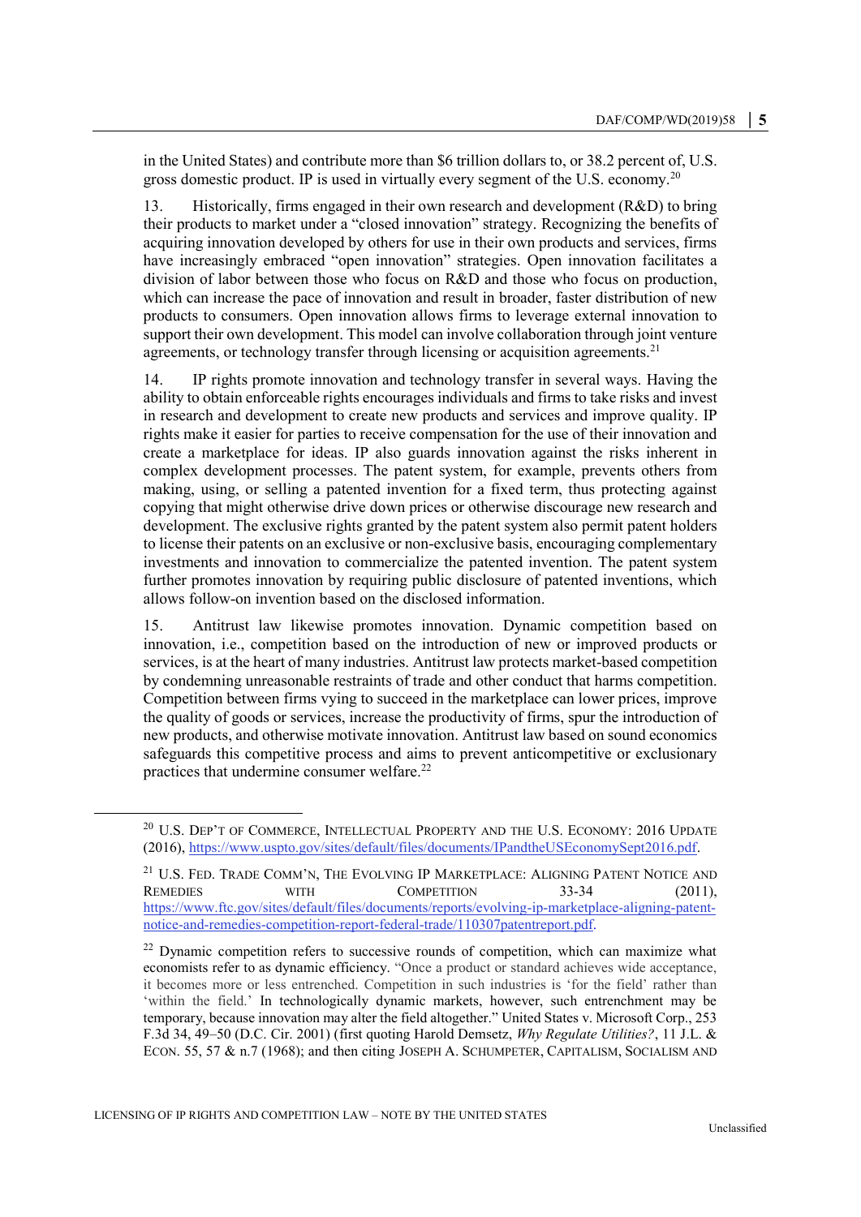in the United States) and contribute more than $6 trillion dollars to, or 38.2 percent of, U.S. gross domestic product. IP is used in virtually every segment of the U.S. economy.[20]

13. Historically, firms engaged in their own research and development (R&D) to bring their products to market under a "closed innovation" strategy. Recognizing the benefits of acquiring innovation developed by others for use in their own products and services, firms have increasingly embraced "open innovation" strategies. Open innovation facilitates a division of labor between those who focus on R&D and those who focus on production, which can increase the pace of innovation and result in broader, faster distribution of new products to consumers. Open innovation allows firms to leverage external innovation to support their own development. This model can involve collaboration through joint venture agreements, or technology transfer through licensing or acquisition agreements.[21]

14. IP rights promote innovation and technology transfer in several ways. Having the ability to obtain enforceable rights encourages individuals and firms to take risks and invest in research and development to create new products and services and improve quality. IP rights make it easier for parties to receive compensation for the use of their innovation and create a marketplace for ideas. IP also guards innovation against the risks inherent in complex development processes. The patent system, for example, prevents others from making, using, or selling a patented invention for a fixed term, thus protecting against copying that might otherwise drive down prices or otherwise discourage new research and development. The exclusive rights granted by the patent system also permit patent holders to license their patents on an exclusive or non-exclusive basis, encouraging complementary investments and innovation to commercialize the patented invention. The patent system further promotes innovation by requiring public disclosure of patented inventions, which allows follow-on invention based on the disclosed information.

15. Antitrust law likewise promotes innovation. Dynamic competition based on innovation, i.e., competition based on the introduction of new or improved products or services, is at the heart of many industries. Antitrust law protects market-based competition by condemning unreasonable restraints of trade and other conduct that harms competition. Competition between firms vying to succeed in the marketplace can lower prices, improve the quality of goods or services, increase the productivity of firms, spur the introduction of new products, and otherwise motivate innovation. Antitrust law based on sound economics safeguards this competitive process and aims to prevent anticompetitive or exclusionary practices that undermine consumer welfare.[22]

---

[20] U.S. DEP'T OF COMMERCE, INTELLECTUAL PROPERTY AND THE U.S. ECONOMY: 2016 UPDATE (2016), https://www.uspto.gov/sites/default/files/documents/IPandtheUSEconomySept2016.pdf.

[21] U.S. FED. TRADE COMM'N, THE EVOLVING IP MARKETPLACE: ALIGNING PATENT NOTICE AND REMEDIES WITH COMPETITION 33-34 (2011), https://www.ftc.gov/sites/default/files/documents/reports/evolving-ip-marketplace-aligning-patent-notice-and-remedies-competition-report-federal-trade/110307patentreport.pdf.

[22] Dynamic competition refers to successive rounds of competition, which can maximize what economists refer to as dynamic efficiency. "Once a product or standard achieves wide acceptance, it becomes more or less entrenched. Competition in such industries is 'for the field' rather than 'within the field.' In technologically dynamic markets, however, such entrenchment may be temporary, because innovation may alter the field altogether." United States v. Microsoft Corp., 253 F.3d 34, 49–50 (D.C. Cir. 2001) (first quoting Harold Demsetz, *Why Regulate Utilities?*, 11 J.L. & ECON. 55, 57 & n.7 (1968); and then citing JOSEPH A. SCHUMPETER, CAPITALISM, SOCIALISM AND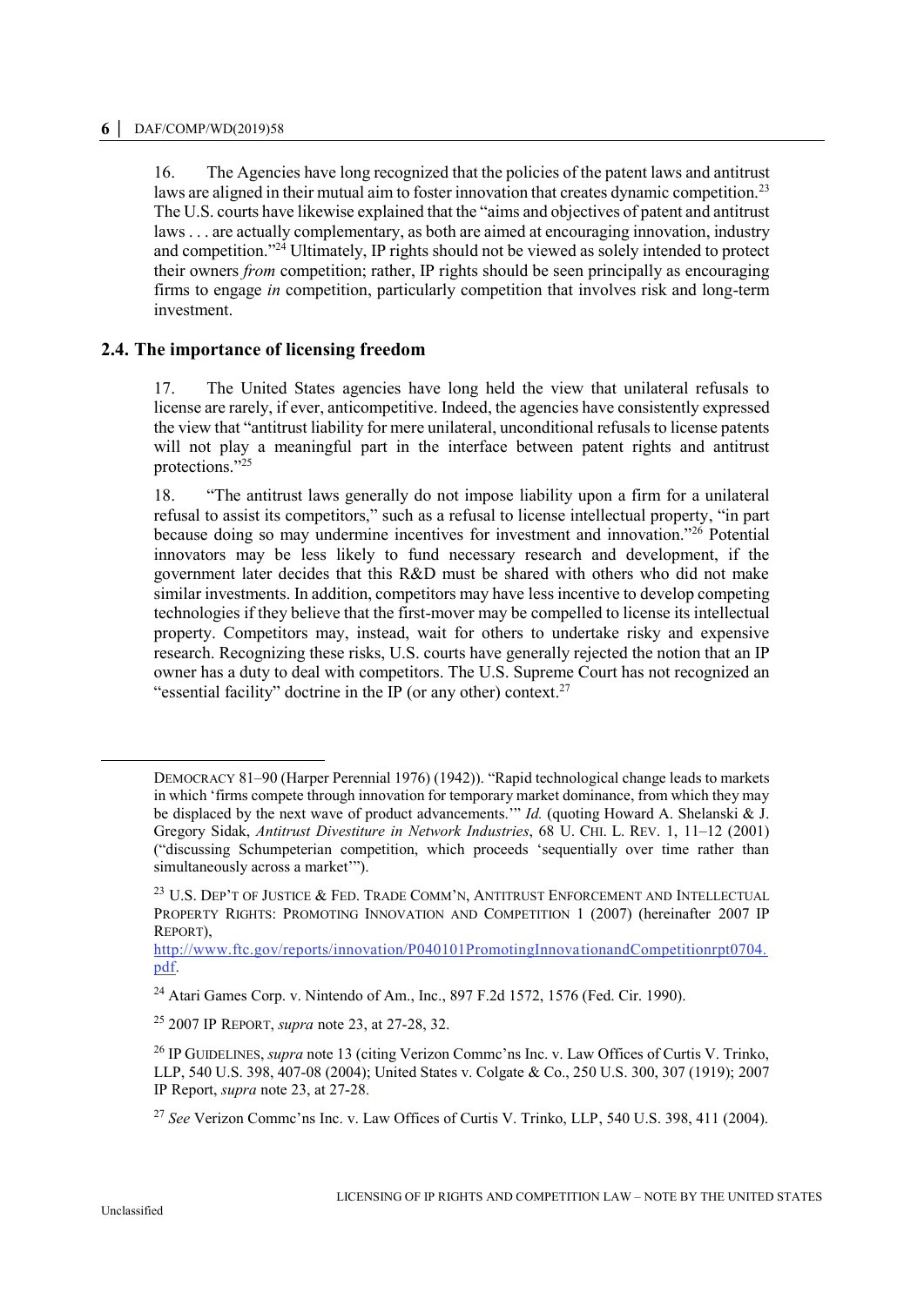16. The Agencies have long recognized that the policies of the patent laws and antitrust laws are aligned in their mutual aim to foster innovation that creates dynamic competition.[23] The U.S. courts have likewise explained that the "aims and objectives of patent and antitrust laws . . . are actually complementary, as both are aimed at encouraging innovation, industry and competition."[24] Ultimately, IP rights should not be viewed as solely intended to protect their owners *from* competition; rather, IP rights should be seen principally as encouraging firms to engage *in* competition, particularly competition that involves risk and long-term investment.

## 2.4. The importance of licensing freedom

17. The United States agencies have long held the view that unilateral refusals to license are rarely, if ever, anticompetitive. Indeed, the agencies have consistently expressed the view that "antitrust liability for mere unilateral, unconditional refusals to license patents will not play a meaningful part in the interface between patent rights and antitrust protections."[25]

18. "The antitrust laws generally do not impose liability upon a firm for a unilateral refusal to assist its competitors," such as a refusal to license intellectual property, "in part because doing so may undermine incentives for investment and innovation."[26] Potential innovators may be less likely to fund necessary research and development, if the government later decides that this R&D must be shared with others who did not make similar investments. In addition, competitors may have less incentive to develop competing technologies if they believe that the first-mover may be compelled to license its intellectual property. Competitors may, instead, wait for others to undertake risky and expensive research. Recognizing these risks, U.S. courts have generally rejected the notion that an IP owner has a duty to deal with competitors. The U.S. Supreme Court has not recognized an "essential facility" doctrine in the IP (or any other) context.[27]

---

DEMOCRACY 81–90 (Harper Perennial 1976) (1942)). "Rapid technological change leads to markets in which 'firms compete through innovation for temporary market dominance, from which they may be displaced by the next wave of product advancements.'" *Id.* (quoting Howard A. Shelanski & J. Gregory Sidak, *Antitrust Divestiture in Network Industries*, 68 U. CHI. L. REV. 1, 11–12 (2001) ("discussing Schumpeterian competition, which proceeds 'sequentially over time rather than simultaneously across a market'").

[23] U.S. DEP'T OF JUSTICE & FED. TRADE COMM'N, ANTITRUST ENFORCEMENT AND INTELLECTUAL PROPERTY RIGHTS: PROMOTING INNOVATION AND COMPETITION 1 (2007) (hereinafter 2007 IP REPORT), http://www.ftc.gov/reports/innovation/P040101PromotingInnovationandCompetitionrpt0704.pdf.

[24] Atari Games Corp. v. Nintendo of Am., Inc., 897 F.2d 1572, 1576 (Fed. Cir. 1990).

[25] 2007 IP REPORT, *supra* note 23, at 27-28, 32.

[26] IP GUIDELINES, *supra* note 13 (citing Verizon Commc'ns Inc. v. Law Offices of Curtis V. Trinko, LLP, 540 U.S. 398, 407-08 (2004); United States v. Colgate & Co., 250 U.S. 300, 307 (1919); 2007 IP Report, *supra* note 23, at 27-28.

[27] *See* Verizon Commc'ns Inc. v. Law Offices of Curtis V. Trinko, LLP, 540 U.S. 398, 411 (2004).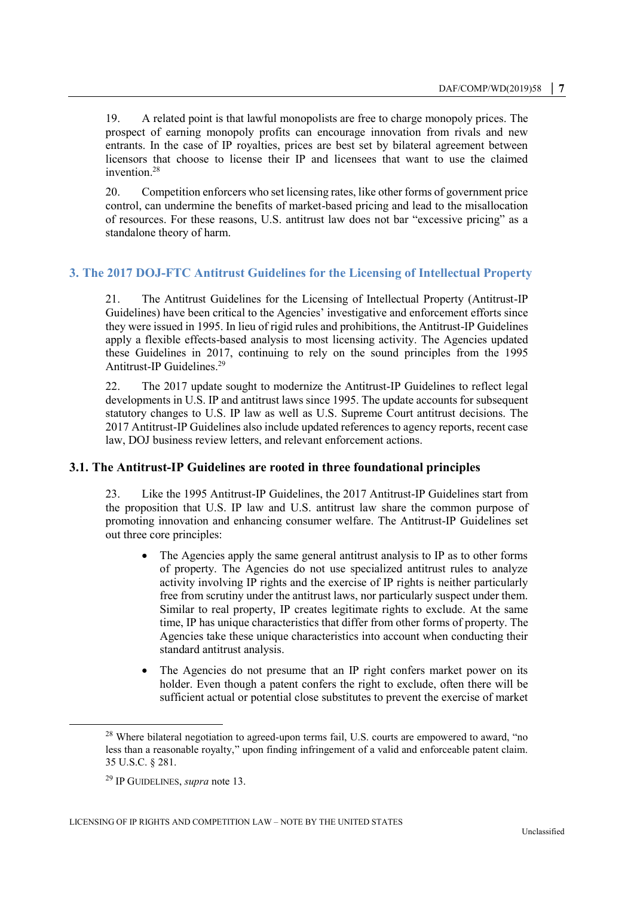19. A related point is that lawful monopolists are free to charge monopoly prices. The prospect of earning monopoly profits can encourage innovation from rivals and new entrants. In the case of IP royalties, prices are best set by bilateral agreement between licensors that choose to license their IP and licensees that want to use the claimed invention.[28]

20. Competition enforcers who set licensing rates, like other forms of government price control, can undermine the benefits of market-based pricing and lead to the misallocation of resources. For these reasons, U.S. antitrust law does not bar "excessive pricing" as a standalone theory of harm.

## 3. The 2017 DOJ-FTC Antitrust Guidelines for the Licensing of Intellectual Property

21. The Antitrust Guidelines for the Licensing of Intellectual Property (Antitrust-IP Guidelines) have been critical to the Agencies' investigative and enforcement efforts since they were issued in 1995. In lieu of rigid rules and prohibitions, the Antitrust-IP Guidelines apply a flexible effects-based analysis to most licensing activity. The Agencies updated these Guidelines in 2017, continuing to rely on the sound principles from the 1995 Antitrust-IP Guidelines.[29]

22. The 2017 update sought to modernize the Antitrust-IP Guidelines to reflect legal developments in U.S. IP and antitrust laws since 1995. The update accounts for subsequent statutory changes to U.S. IP law as well as U.S. Supreme Court antitrust decisions. The 2017 Antitrust-IP Guidelines also include updated references to agency reports, recent case law, DOJ business review letters, and relevant enforcement actions.

### 3.1. The Antitrust-IP Guidelines are rooted in three foundational principles

23. Like the 1995 Antitrust-IP Guidelines, the 2017 Antitrust-IP Guidelines start from the proposition that U.S. IP law and U.S. antitrust law share the common purpose of promoting innovation and enhancing consumer welfare. The Antitrust-IP Guidelines set out three core principles:

- The Agencies apply the same general antitrust analysis to IP as to other forms of property. The Agencies do not use specialized antitrust rules to analyze activity involving IP rights and the exercise of IP rights is neither particularly free from scrutiny under the antitrust laws, nor particularly suspect under them. Similar to real property, IP creates legitimate rights to exclude. At the same time, IP has unique characteristics that differ from other forms of property. The Agencies take these unique characteristics into account when conducting their standard antitrust analysis.
- The Agencies do not presume that an IP right confers market power on its holder. Even though a patent confers the right to exclude, often there will be sufficient actual or potential close substitutes to prevent the exercise of market

---

[28] Where bilateral negotiation to agreed-upon terms fail, U.S. courts are empowered to award, "no less than a reasonable royalty," upon finding infringement of a valid and enforceable patent claim. 35 U.S.C. § 281.

[29] IP GUIDELINES, *supra* note 13.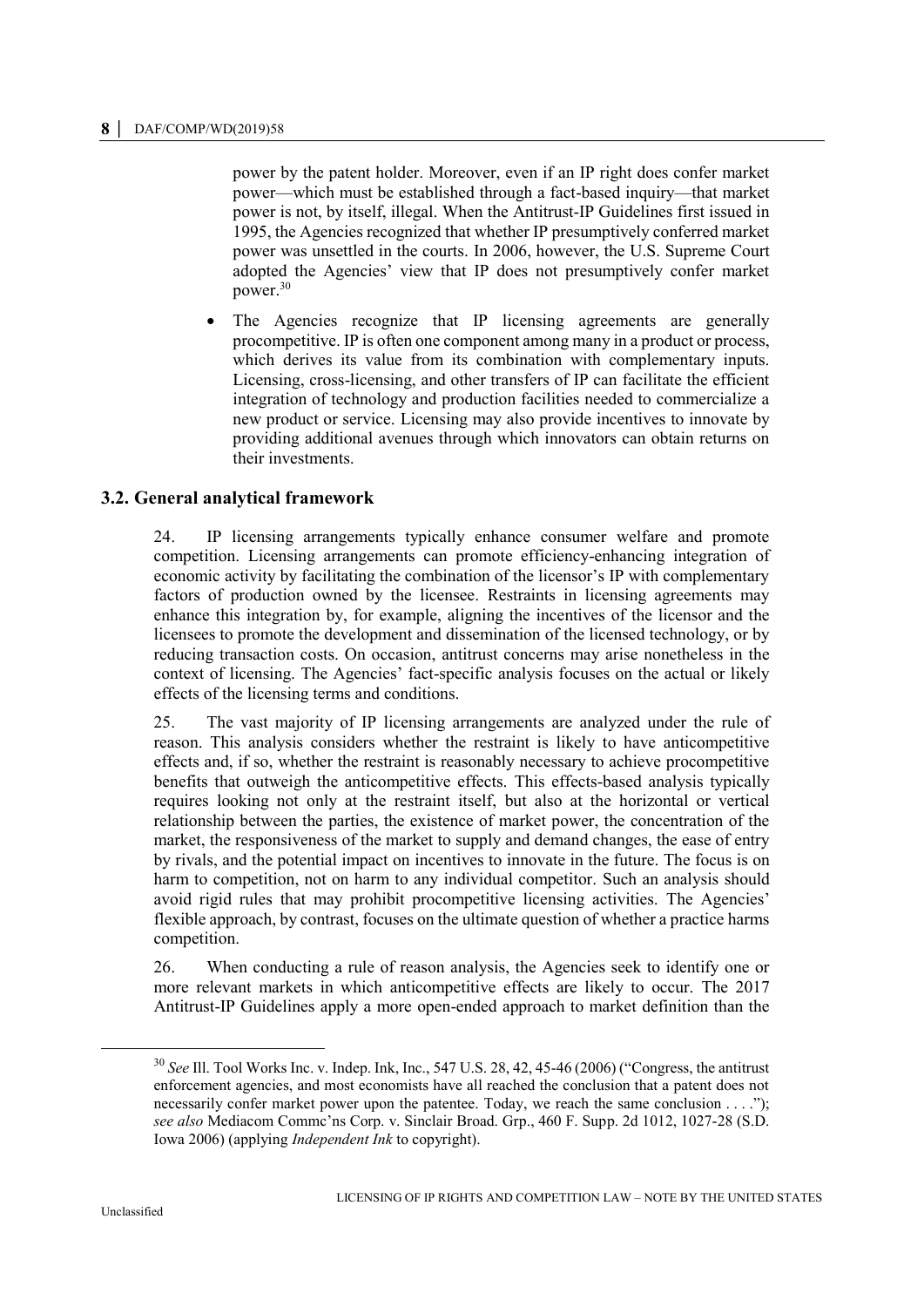power by the patent holder. Moreover, even if an IP right does confer market power—which must be established through a fact-based inquiry—that market power is not, by itself, illegal. When the Antitrust-IP Guidelines first issued in 1995, the Agencies recognized that whether IP presumptively conferred market power was unsettled in the courts. In 2006, however, the U.S. Supreme Court adopted the Agencies' view that IP does not presumptively confer market power.[30]

- The Agencies recognize that IP licensing agreements are generally procompetitive. IP is often one component among many in a product or process, which derives its value from its combination with complementary inputs. Licensing, cross-licensing, and other transfers of IP can facilitate the efficient integration of technology and production facilities needed to commercialize a new product or service. Licensing may also provide incentives to innovate by providing additional avenues through which innovators can obtain returns on their investments.

### 3.2. General analytical framework

24. IP licensing arrangements typically enhance consumer welfare and promote competition. Licensing arrangements can promote efficiency-enhancing integration of economic activity by facilitating the combination of the licensor's IP with complementary factors of production owned by the licensee. Restraints in licensing agreements may enhance this integration by, for example, aligning the incentives of the licensor and the licensees to promote the development and dissemination of the licensed technology, or by reducing transaction costs. On occasion, antitrust concerns may arise nonetheless in the context of licensing. The Agencies' fact-specific analysis focuses on the actual or likely effects of the licensing terms and conditions.

25. The vast majority of IP licensing arrangements are analyzed under the rule of reason. This analysis considers whether the restraint is likely to have anticompetitive effects and, if so, whether the restraint is reasonably necessary to achieve procompetitive benefits that outweigh the anticompetitive effects. This effects-based analysis typically requires looking not only at the restraint itself, but also at the horizontal or vertical relationship between the parties, the existence of market power, the concentration of the market, the responsiveness of the market to supply and demand changes, the ease of entry by rivals, and the potential impact on incentives to innovate in the future. The focus is on harm to competition, not on harm to any individual competitor. Such an analysis should avoid rigid rules that may prohibit procompetitive licensing activities. The Agencies' flexible approach, by contrast, focuses on the ultimate question of whether a practice harms competition.

26. When conducting a rule of reason analysis, the Agencies seek to identify one or more relevant markets in which anticompetitive effects are likely to occur. The 2017 Antitrust-IP Guidelines apply a more open-ended approach to market definition than the

---

[30] *See* Ill. Tool Works Inc. v. Indep. Ink, Inc., 547 U.S. 28, 42, 45-46 (2006) ("Congress, the antitrust enforcement agencies, and most economists have all reached the conclusion that a patent does not necessarily confer market power upon the patentee. Today, we reach the same conclusion . . . ."); *see also* Mediacom Commc'ns Corp. v. Sinclair Broad. Grp., 460 F. Supp. 2d 1012, 1027-28 (S.D. Iowa 2006) (applying *Independent Ink* to copyright).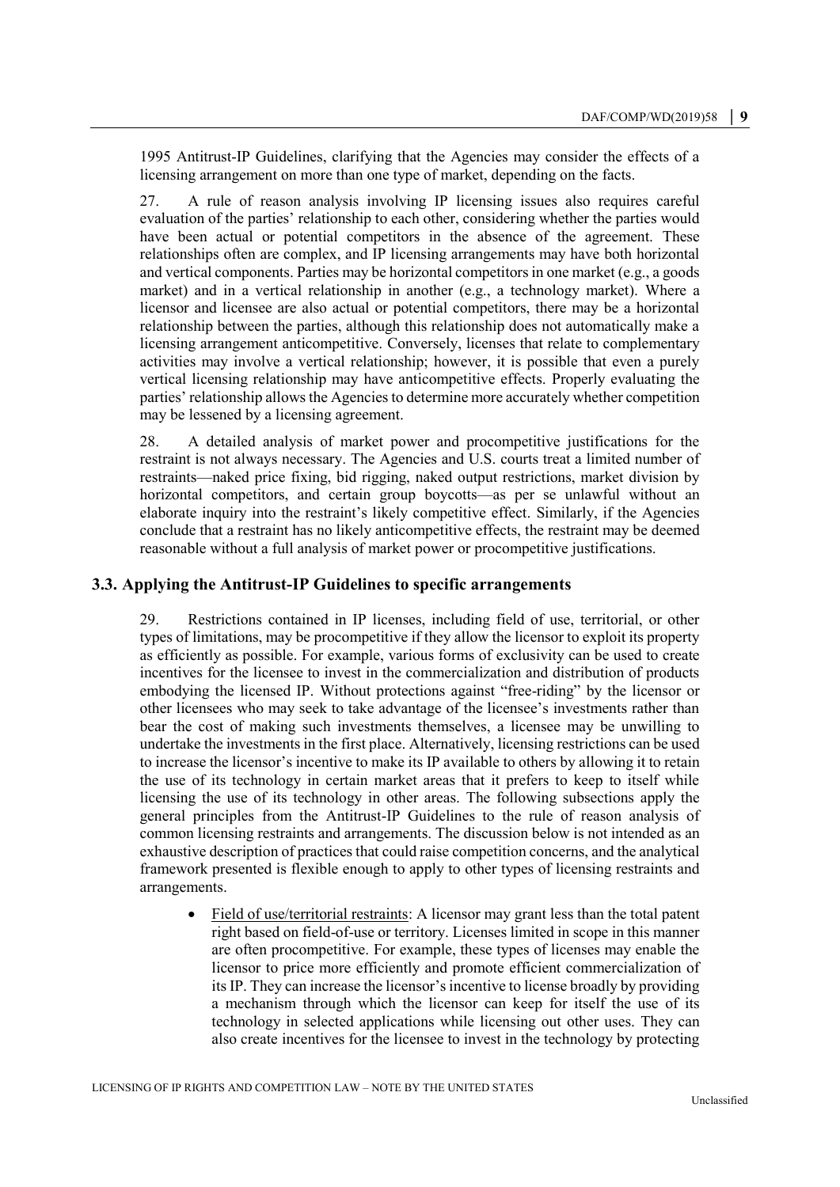1995 Antitrust-IP Guidelines, clarifying that the Agencies may consider the effects of a licensing arrangement on more than one type of market, depending on the facts.

27. A rule of reason analysis involving IP licensing issues also requires careful evaluation of the parties' relationship to each other, considering whether the parties would have been actual or potential competitors in the absence of the agreement. These relationships often are complex, and IP licensing arrangements may have both horizontal and vertical components. Parties may be horizontal competitors in one market (e.g., a goods market) and in a vertical relationship in another (e.g., a technology market). Where a licensor and licensee are also actual or potential competitors, there may be a horizontal relationship between the parties, although this relationship does not automatically make a licensing arrangement anticompetitive. Conversely, licenses that relate to complementary activities may involve a vertical relationship; however, it is possible that even a purely vertical licensing relationship may have anticompetitive effects. Properly evaluating the parties' relationship allows the Agencies to determine more accurately whether competition may be lessened by a licensing agreement.

28. A detailed analysis of market power and procompetitive justifications for the restraint is not always necessary. The Agencies and U.S. courts treat a limited number of restraints—naked price fixing, bid rigging, naked output restrictions, market division by horizontal competitors, and certain group boycotts—as per se unlawful without an elaborate inquiry into the restraint's likely competitive effect. Similarly, if the Agencies conclude that a restraint has no likely anticompetitive effects, the restraint may be deemed reasonable without a full analysis of market power or procompetitive justifications.

## 3.3. Applying the Antitrust-IP Guidelines to specific arrangements

29. Restrictions contained in IP licenses, including field of use, territorial, or other types of limitations, may be procompetitive if they allow the licensor to exploit its property as efficiently as possible. For example, various forms of exclusivity can be used to create incentives for the licensee to invest in the commercialization and distribution of products embodying the licensed IP. Without protections against "free-riding" by the licensor or other licensees who may seek to take advantage of the licensee's investments rather than bear the cost of making such investments themselves, a licensee may be unwilling to undertake the investments in the first place. Alternatively, licensing restrictions can be used to increase the licensor's incentive to make its IP available to others by allowing it to retain the use of its technology in certain market areas that it prefers to keep to itself while licensing the use of its technology in other areas. The following subsections apply the general principles from the Antitrust-IP Guidelines to the rule of reason analysis of common licensing restraints and arrangements. The discussion below is not intended as an exhaustive description of practices that could raise competition concerns, and the analytical framework presented is flexible enough to apply to other types of licensing restraints and arrangements.

- Field of use/territorial restraints: A licensor may grant less than the total patent right based on field-of-use or territory. Licenses limited in scope in this manner are often procompetitive. For example, these types of licenses may enable the licensor to price more efficiently and promote efficient commercialization of its IP. They can increase the licensor's incentive to license broadly by providing a mechanism through which the licensor can keep for itself the use of its technology in selected applications while licensing out other uses. They can also create incentives for the licensee to invest in the technology by protecting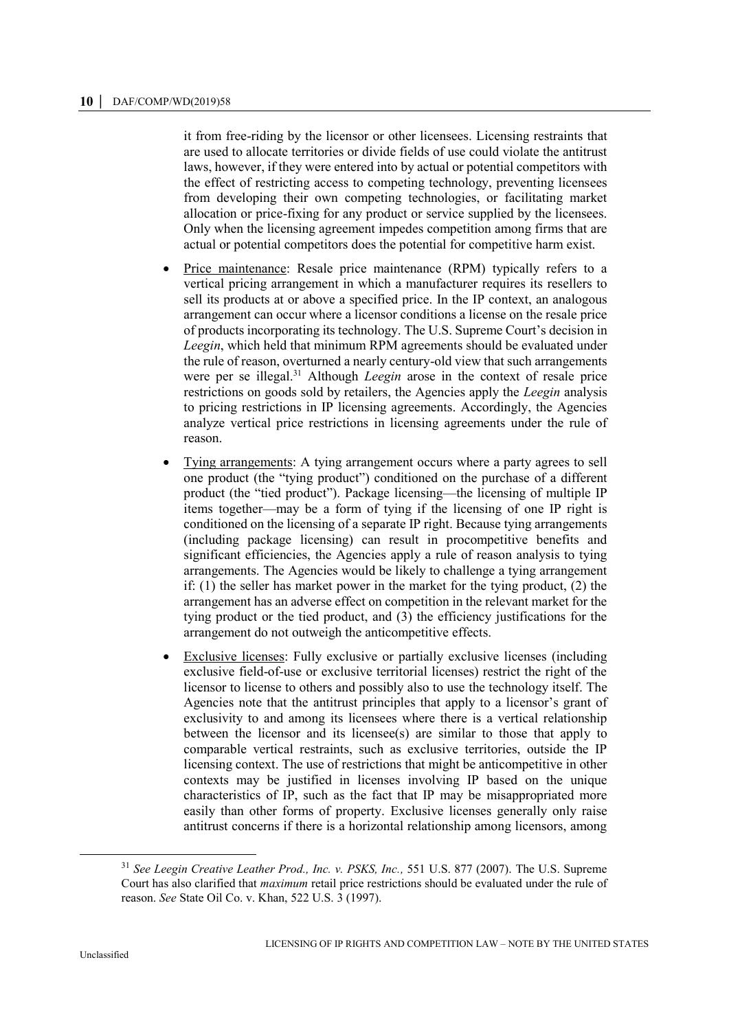it from free-riding by the licensor or other licensees. Licensing restraints that are used to allocate territories or divide fields of use could violate the antitrust laws, however, if they were entered into by actual or potential competitors with the effect of restricting access to competing technology, preventing licensees from developing their own competing technologies, or facilitating market allocation or price-fixing for any product or service supplied by the licensees. Only when the licensing agreement impedes competition among firms that are actual or potential competitors does the potential for competitive harm exist.

- Price maintenance: Resale price maintenance (RPM) typically refers to a vertical pricing arrangement in which a manufacturer requires its resellers to sell its products at or above a specified price. In the IP context, an analogous arrangement can occur where a licensor conditions a license on the resale price of products incorporating its technology. The U.S. Supreme Court's decision in *Leegin*, which held that minimum RPM agreements should be evaluated under the rule of reason, overturned a nearly century-old view that such arrangements were per se illegal.[31] Although *Leegin* arose in the context of resale price restrictions on goods sold by retailers, the Agencies apply the *Leegin* analysis to pricing restrictions in IP licensing agreements. Accordingly, the Agencies analyze vertical price restrictions in licensing agreements under the rule of reason.
- Tying arrangements: A tying arrangement occurs where a party agrees to sell one product (the "tying product") conditioned on the purchase of a different product (the "tied product"). Package licensing—the licensing of multiple IP items together—may be a form of tying if the licensing of one IP right is conditioned on the licensing of a separate IP right. Because tying arrangements (including package licensing) can result in procompetitive benefits and significant efficiencies, the Agencies apply a rule of reason analysis to tying arrangements. The Agencies would be likely to challenge a tying arrangement if: (1) the seller has market power in the market for the tying product, (2) the arrangement has an adverse effect on competition in the relevant market for the tying product or the tied product, and (3) the efficiency justifications for the arrangement do not outweigh the anticompetitive effects.
- Exclusive licenses: Fully exclusive or partially exclusive licenses (including exclusive field-of-use or exclusive territorial licenses) restrict the right of the licensor to license to others and possibly also to use the technology itself. The Agencies note that the antitrust principles that apply to a licensor's grant of exclusivity to and among its licensees where there is a vertical relationship between the licensor and its licensee(s) are similar to those that apply to comparable vertical restraints, such as exclusive territories, outside the IP licensing context. The use of restrictions that might be anticompetitive in other contexts may be justified in licenses involving IP based on the unique characteristics of IP, such as the fact that IP may be misappropriated more easily than other forms of property. Exclusive licenses generally only raise antitrust concerns if there is a horizontal relationship among licensors, among

[31] *See Leegin Creative Leather Prod., Inc. v. PSKS, Inc.,* 551 U.S. 877 (2007). The U.S. Supreme Court has also clarified that *maximum* retail price restrictions should be evaluated under the rule of reason. *See* State Oil Co. v. Khan, 522 U.S. 3 (1997).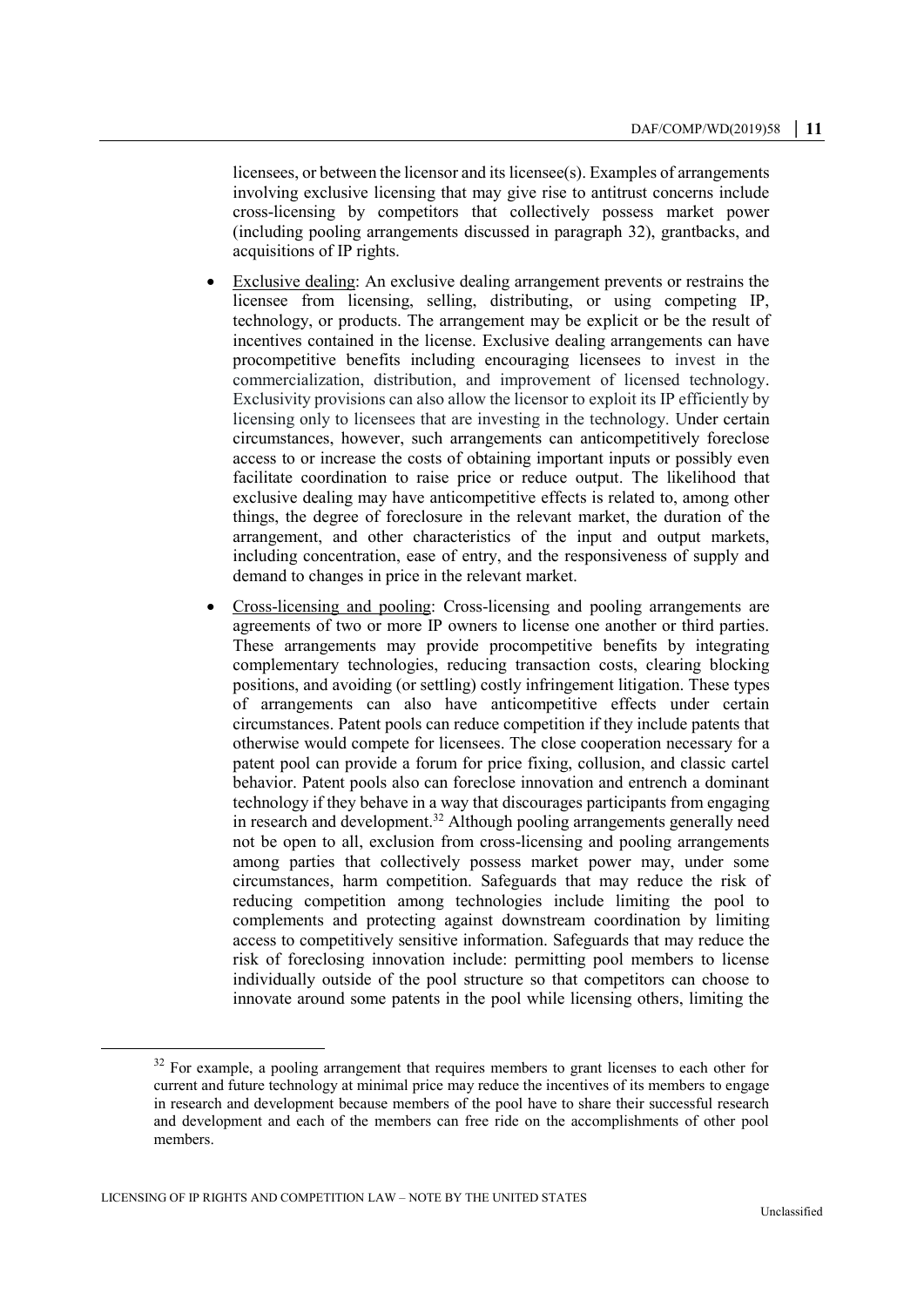licensees, or between the licensor and its licensee(s). Examples of arrangements involving exclusive licensing that may give rise to antitrust concerns include cross-licensing by competitors that collectively possess market power (including pooling arrangements discussed in paragraph 32), grantbacks, and acquisitions of IP rights.

- Exclusive dealing: An exclusive dealing arrangement prevents or restrains the licensee from licensing, selling, distributing, or using competing IP, technology, or products. The arrangement may be explicit or be the result of incentives contained in the license. Exclusive dealing arrangements can have procompetitive benefits including encouraging licensees to invest in the commercialization, distribution, and improvement of licensed technology. Exclusivity provisions can also allow the licensor to exploit its IP efficiently by licensing only to licensees that are investing in the technology. Under certain circumstances, however, such arrangements can anticompetitively foreclose access to or increase the costs of obtaining important inputs or possibly even facilitate coordination to raise price or reduce output. The likelihood that exclusive dealing may have anticompetitive effects is related to, among other things, the degree of foreclosure in the relevant market, the duration of the arrangement, and other characteristics of the input and output markets, including concentration, ease of entry, and the responsiveness of supply and demand to changes in price in the relevant market.

- Cross-licensing and pooling: Cross-licensing and pooling arrangements are agreements of two or more IP owners to license one another or third parties. These arrangements may provide procompetitive benefits by integrating complementary technologies, reducing transaction costs, clearing blocking positions, and avoiding (or settling) costly infringement litigation. These types of arrangements can also have anticompetitive effects under certain circumstances. Patent pools can reduce competition if they include patents that otherwise would compete for licensees. The close cooperation necessary for a patent pool can provide a forum for price fixing, collusion, and classic cartel behavior. Patent pools also can foreclose innovation and entrench a dominant technology if they behave in a way that discourages participants from engaging in research and development.[32] Although pooling arrangements generally need not be open to all, exclusion from cross-licensing and pooling arrangements among parties that collectively possess market power may, under some circumstances, harm competition. Safeguards that may reduce the risk of reducing competition among technologies include limiting the pool to complements and protecting against downstream coordination by limiting access to competitively sensitive information. Safeguards that may reduce the risk of foreclosing innovation include: permitting pool members to license individually outside of the pool structure so that competitors can choose to innovate around some patents in the pool while licensing others, limiting the

[32] For example, a pooling arrangement that requires members to grant licenses to each other for current and future technology at minimal price may reduce the incentives of its members to engage in research and development because members of the pool have to share their successful research and development and each of the members can free ride on the accomplishments of other pool members.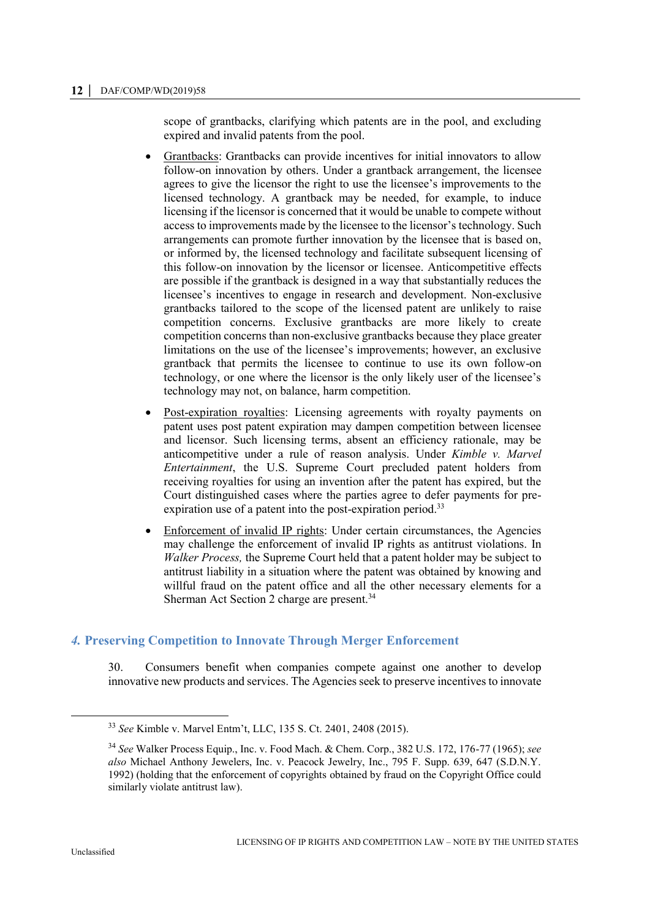scope of grantbacks, clarifying which patents are in the pool, and excluding expired and invalid patents from the pool.

- Grantbacks: Grantbacks can provide incentives for initial innovators to allow follow-on innovation by others. Under a grantback arrangement, the licensee agrees to give the licensor the right to use the licensee's improvements to the licensed technology. A grantback may be needed, for example, to induce licensing if the licensor is concerned that it would be unable to compete without access to improvements made by the licensee to the licensor's technology. Such arrangements can promote further innovation by the licensee that is based on, or informed by, the licensed technology and facilitate subsequent licensing of this follow-on innovation by the licensor or licensee. Anticompetitive effects are possible if the grantback is designed in a way that substantially reduces the licensee's incentives to engage in research and development. Non-exclusive grantbacks tailored to the scope of the licensed patent are unlikely to raise competition concerns. Exclusive grantbacks are more likely to create competition concerns than non-exclusive grantbacks because they place greater limitations on the use of the licensee's improvements; however, an exclusive grantback that permits the licensee to continue to use its own follow-on technology, or one where the licensor is the only likely user of the licensee's technology may not, on balance, harm competition.
- Post-expiration royalties: Licensing agreements with royalty payments on patent uses post patent expiration may dampen competition between licensee and licensor. Such licensing terms, absent an efficiency rationale, may be anticompetitive under a rule of reason analysis. Under *Kimble v. Marvel Entertainment*, the U.S. Supreme Court precluded patent holders from receiving royalties for using an invention after the patent has expired, but the Court distinguished cases where the parties agree to defer payments for pre-expiration use of a patent into the post-expiration period.[33]
- Enforcement of invalid IP rights: Under certain circumstances, the Agencies may challenge the enforcement of invalid IP rights as antitrust violations. In *Walker Process,* the Supreme Court held that a patent holder may be subject to antitrust liability in a situation where the patent was obtained by knowing and willful fraud on the patent office and all the other necessary elements for a Sherman Act Section 2 charge are present.[34]

## *4.* Preserving Competition to Innovate Through Merger Enforcement

30. Consumers benefit when companies compete against one another to develop innovative new products and services. The Agencies seek to preserve incentives to innovate

---

[33] *See* Kimble v. Marvel Entm't, LLC, 135 S. Ct. 2401, 2408 (2015).

[34] *See* Walker Process Equip., Inc. v. Food Mach. & Chem. Corp., 382 U.S. 172, 176-77 (1965); *see also* Michael Anthony Jewelers, Inc. v. Peacock Jewelry, Inc., 795 F. Supp. 639, 647 (S.D.N.Y. 1992) (holding that the enforcement of copyrights obtained by fraud on the Copyright Office could similarly violate antitrust law).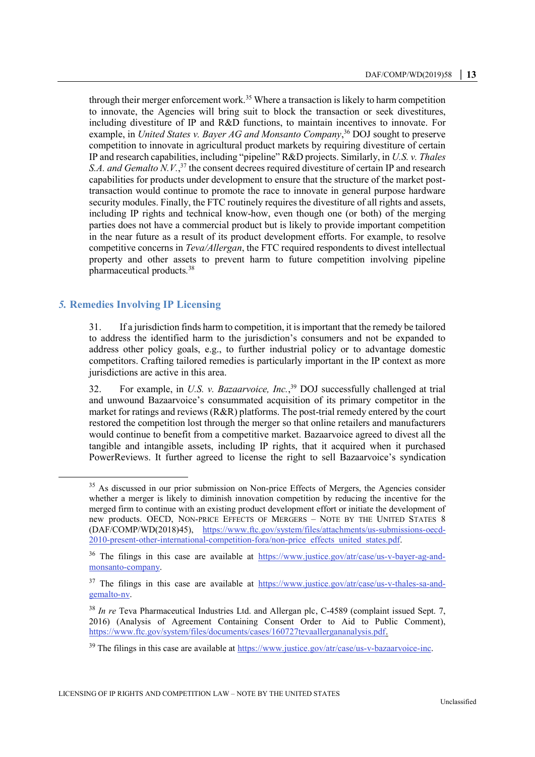through their merger enforcement work.[35] Where a transaction is likely to harm competition to innovate, the Agencies will bring suit to block the transaction or seek divestitures, including divestiture of IP and R&D functions, to maintain incentives to innovate. For example, in *United States v. Bayer AG and Monsanto Company*,[36] DOJ sought to preserve competition to innovate in agricultural product markets by requiring divestiture of certain IP and research capabilities, including "pipeline" R&D projects. Similarly, in *U.S. v. Thales S.A. and Gemalto N.V.*,[37] the consent decrees required divestiture of certain IP and research capabilities for products under development to ensure that the structure of the market post-transaction would continue to promote the race to innovate in general purpose hardware security modules. Finally, the FTC routinely requires the divestiture of all rights and assets, including IP rights and technical know-how, even though one (or both) of the merging parties does not have a commercial product but is likely to provide important competition in the near future as a result of its product development efforts. For example, to resolve competitive concerns in *Teva/Allergan*, the FTC required respondents to divest intellectual property and other assets to prevent harm to future competition involving pipeline pharmaceutical products.[38]

## *5.* Remedies Involving IP Licensing

31. If a jurisdiction finds harm to competition, it is important that the remedy be tailored to address the identified harm to the jurisdiction's consumers and not be expanded to address other policy goals, e.g., to further industrial policy or to advantage domestic competitors. Crafting tailored remedies is particularly important in the IP context as more jurisdictions are active in this area.

32. For example, in *U.S. v. Bazaarvoice, Inc.*,[39] DOJ successfully challenged at trial and unwound Bazaarvoice's consummated acquisition of its primary competitor in the market for ratings and reviews (R&R) platforms. The post-trial remedy entered by the court restored the competition lost through the merger so that online retailers and manufacturers would continue to benefit from a competitive market. Bazaarvoice agreed to divest all the tangible and intangible assets, including IP rights, that it acquired when it purchased PowerReviews. It further agreed to license the right to sell Bazaarvoice's syndication

---

[35] As discussed in our prior submission on Non-price Effects of Mergers, the Agencies consider whether a merger is likely to diminish innovation competition by reducing the incentive for the merged firm to continue with an existing product development effort or initiate the development of new products. OECD, Non-price Effects of Mergers – Note by the United States 8 (DAF/COMP/WD(2018)45), https://www.ftc.gov/system/files/attachments/us-submissions-oecd-2010-present-other-international-competition-fora/non-price_effects_united_states.pdf.

[36] The filings in this case are available at https://www.justice.gov/atr/case/us-v-bayer-ag-and-monsanto-company.

[37] The filings in this case are available at https://www.justice.gov/atr/case/us-v-thales-sa-and-gemalto-nv.

[38] *In re* Teva Pharmaceutical Industries Ltd. and Allergan plc, C-4589 (complaint issued Sept. 7, 2016) (Analysis of Agreement Containing Consent Order to Aid to Public Comment), https://www.ftc.gov/system/files/documents/cases/160727tevaallergananalysis.pdf.

[39] The filings in this case are available at https://www.justice.gov/atr/case/us-v-bazaarvoice-inc.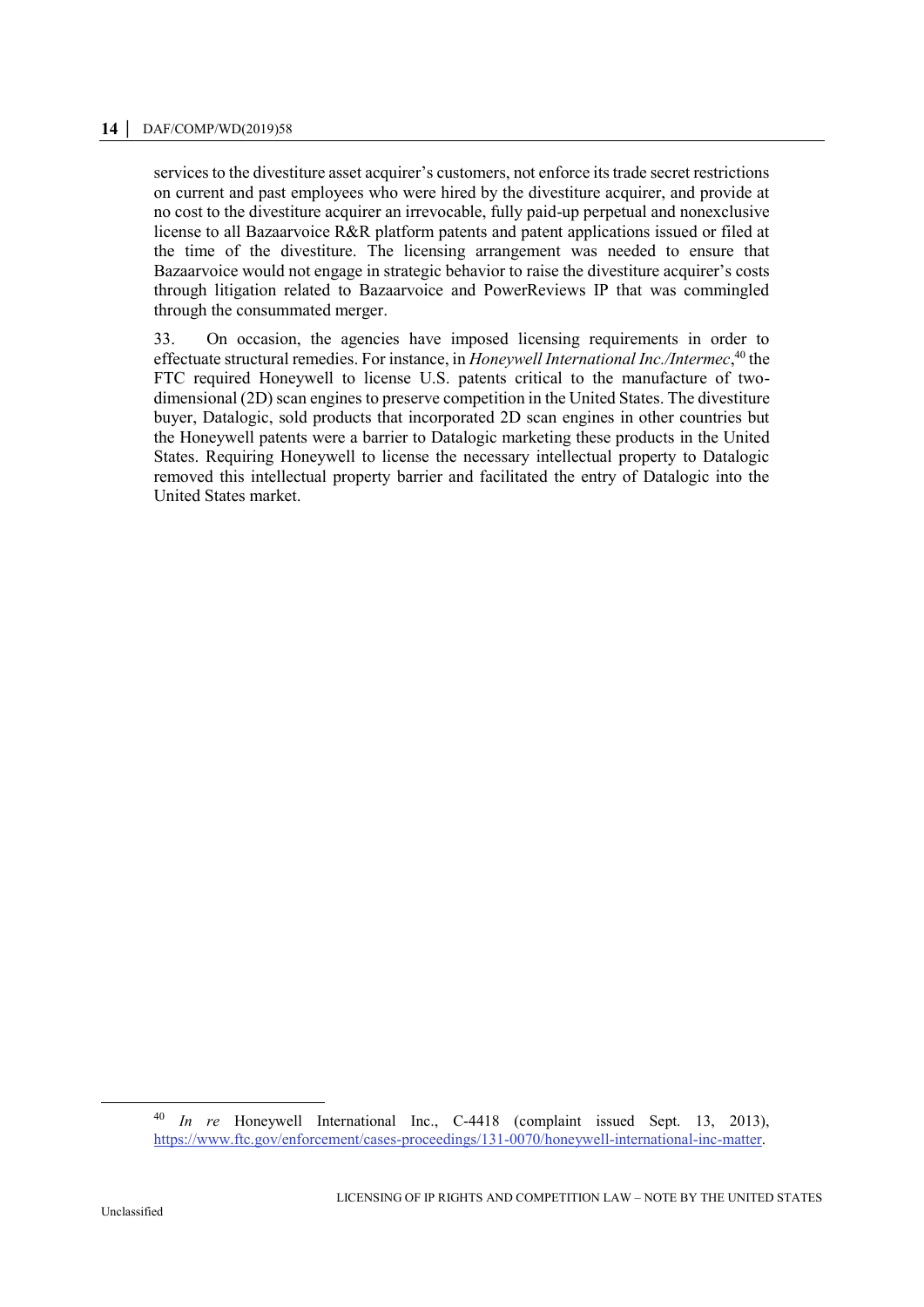services to the divestiture asset acquirer's customers, not enforce its trade secret restrictions on current and past employees who were hired by the divestiture acquirer, and provide at no cost to the divestiture acquirer an irrevocable, fully paid-up perpetual and nonexclusive license to all Bazaarvoice R&R platform patents and patent applications issued or filed at the time of the divestiture. The licensing arrangement was needed to ensure that Bazaarvoice would not engage in strategic behavior to raise the divestiture acquirer's costs through litigation related to Bazaarvoice and PowerReviews IP that was commingled through the consummated merger.

33. On occasion, the agencies have imposed licensing requirements in order to effectuate structural remedies. For instance, in *Honeywell International Inc./Intermec*,[40] the FTC required Honeywell to license U.S. patents critical to the manufacture of two-dimensional (2D) scan engines to preserve competition in the United States. The divestiture buyer, Datalogic, sold products that incorporated 2D scan engines in other countries but the Honeywell patents were a barrier to Datalogic marketing these products in the United States. Requiring Honeywell to license the necessary intellectual property to Datalogic removed this intellectual property barrier and facilitated the entry of Datalogic into the United States market.

---

[40] *In re* Honeywell International Inc., C-4418 (complaint issued Sept. 13, 2013), https://www.ftc.gov/enforcement/cases-proceedings/131-0070/honeywell-international-inc-matter.